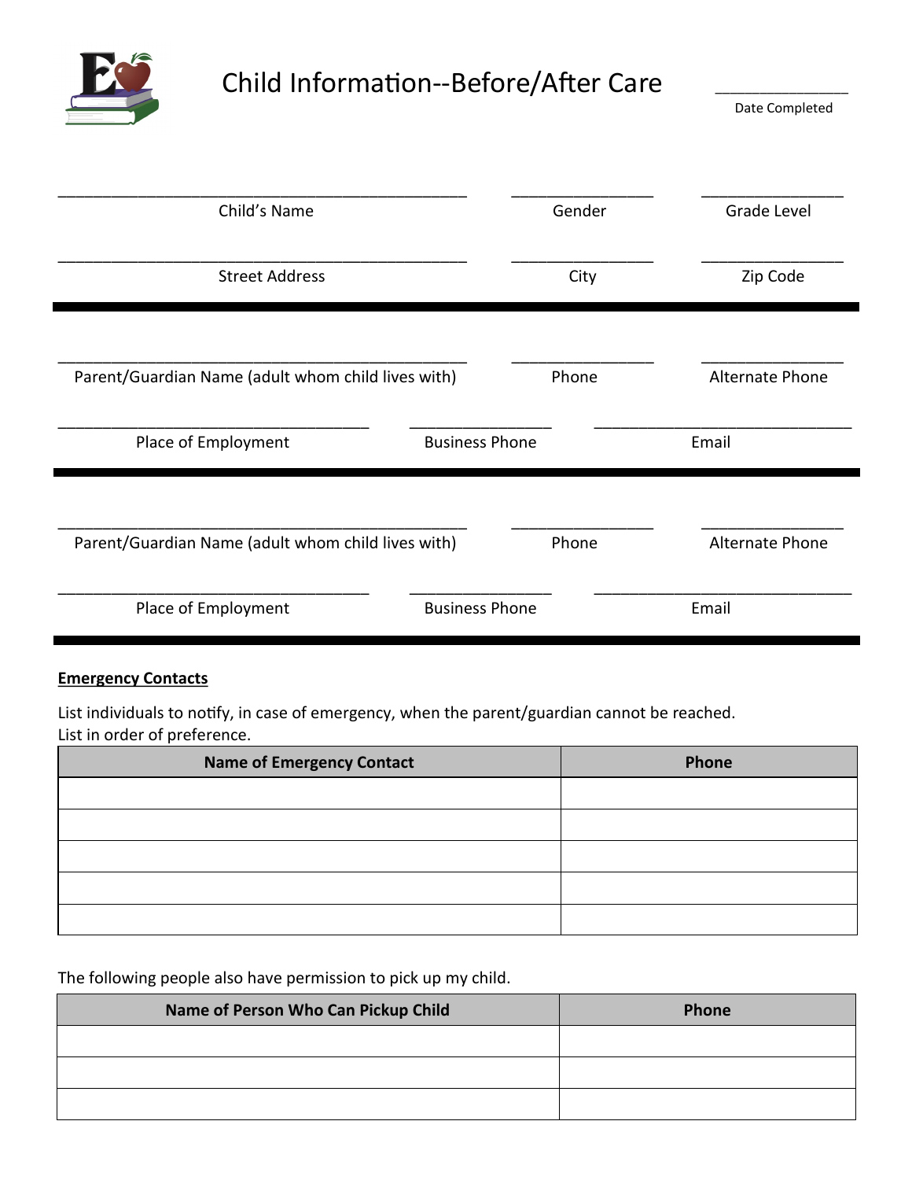# Child Information--Before/After Care

\_\_\_\_\_\_\_\_\_\_\_\_\_\_\_
Date Completed

\_\_\_\_\_\_\_\_\_\_\_\_\_\_\_\_\_\_\_\_\_\_\_\_\_\_\_\_\_\_\_\_\_\_\_\_ Child's Name
\_\_\_\_\_\_\_\_\_\_\_\_\_\_\_ Gender
\_\_\_\_\_\_\_\_\_\_\_\_\_\_\_ Grade Level

\_\_\_\_\_\_\_\_\_\_\_\_\_\_\_\_\_\_\_\_\_\_\_\_\_\_\_\_\_\_\_\_\_\_\_\_ Street Address
\_\_\_\_\_\_\_\_\_\_\_\_\_\_\_ City
\_\_\_\_\_\_\_\_\_\_\_\_\_\_\_ Zip Code

---

\_\_\_\_\_\_\_\_\_\_\_\_\_\_\_\_\_\_\_\_\_\_\_\_\_\_\_\_\_\_\_\_\_\_\_\_ Parent/Guardian Name (adult whom child lives with)
\_\_\_\_\_\_\_\_\_\_\_\_\_\_\_ Phone
\_\_\_\_\_\_\_\_\_\_\_\_\_\_\_ Alternate Phone

\_\_\_\_\_\_\_\_\_\_\_\_\_\_\_\_\_\_\_\_\_\_\_\_\_\_\_\_ Place of Employment
\_\_\_\_\_\_\_\_\_\_\_\_\_\_\_ Business Phone
\_\_\_\_\_\_\_\_\_\_\_\_\_\_\_\_\_\_\_\_\_\_\_\_\_\_ Email

---

\_\_\_\_\_\_\_\_\_\_\_\_\_\_\_\_\_\_\_\_\_\_\_\_\_\_\_\_\_\_\_\_\_\_\_\_ Parent/Guardian Name (adult whom child lives with)
\_\_\_\_\_\_\_\_\_\_\_\_\_\_\_ Phone
\_\_\_\_\_\_\_\_\_\_\_\_\_\_\_ Alternate Phone

\_\_\_\_\_\_\_\_\_\_\_\_\_\_\_\_\_\_\_\_\_\_\_\_\_\_\_\_ Place of Employment
\_\_\_\_\_\_\_\_\_\_\_\_\_\_\_ Business Phone
\_\_\_\_\_\_\_\_\_\_\_\_\_\_\_\_\_\_\_\_\_\_\_\_\_\_ Email

---

**Emergency Contacts**

List individuals to notify, in case of emergency, when the parent/guardian cannot be reached.
List in order of preference.

| Name of Emergency Contact | Phone |
|---|---|
| | |
| | |
| | |
| | |
| | |

The following people also have permission to pick up my child.

| Name of Person Who Can Pickup Child | Phone |
|---|---|
| | |
| | |
| | |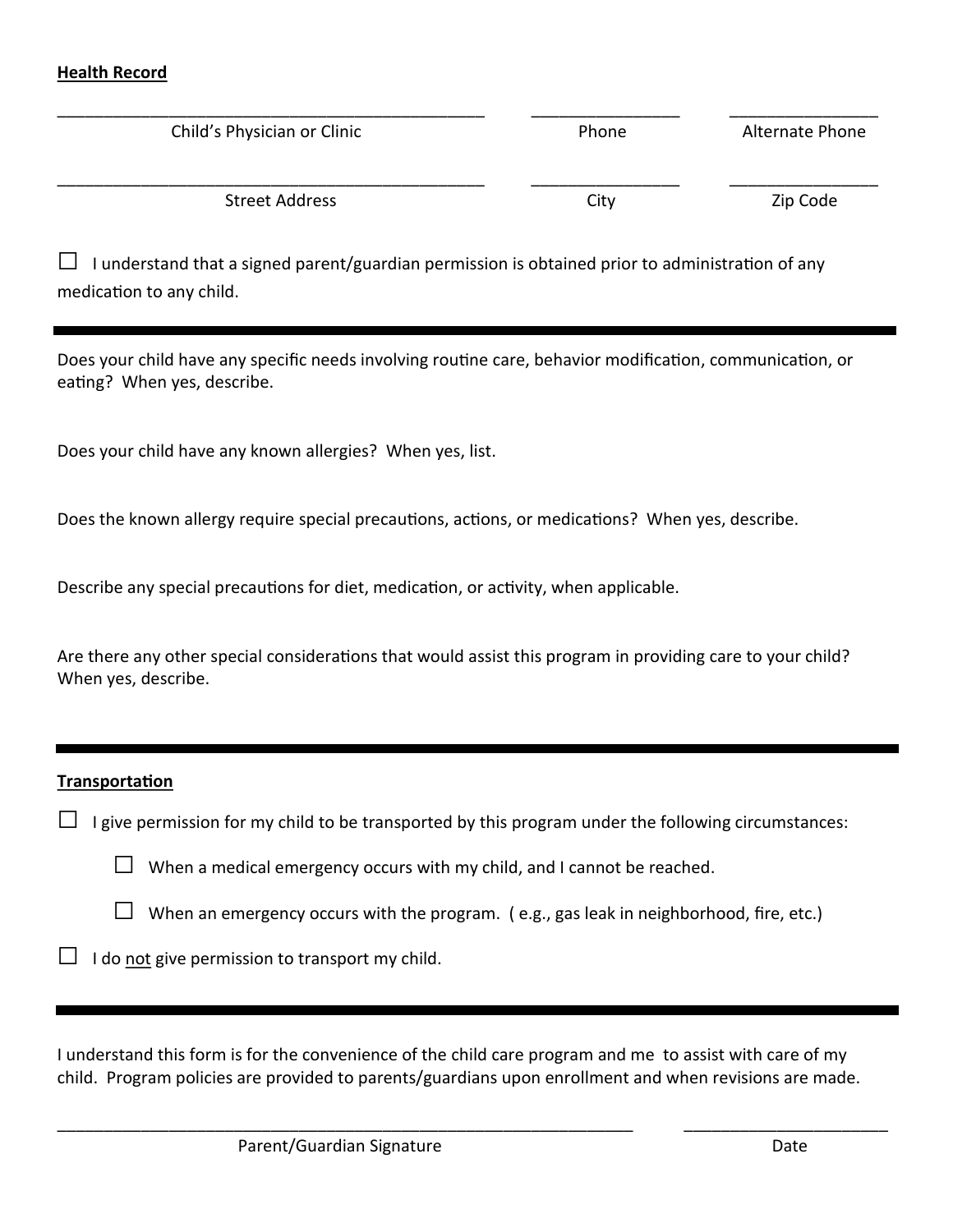**Health Record**

| | | |
|---|---|---|
| ______________________________ | ________________ | ________________ |
| Child's Physician or Clinic | Phone | Alternate Phone |
| ______________________________ | ________________ | ________________ |
| Street Address | City | Zip Code |

☐ I understand that a signed parent/guardian permission is obtained prior to administration of any medication to any child.

---

Does your child have any specific needs involving routine care, behavior modification, communication, or eating? When yes, describe.

Does your child have any known allergies? When yes, list.

Does the known allergy require special precautions, actions, or medications? When yes, describe.

Describe any special precautions for diet, medication, or activity, when applicable.

Are there any other special considerations that would assist this program in providing care to your child? When yes, describe.

---

**Transportation**

☐ I give permission for my child to be transported by this program under the following circumstances:

- ☐ When a medical emergency occurs with my child, and I cannot be reached.
- ☐ When an emergency occurs with the program. ( e.g., gas leak in neighborhood, fire, etc.)

☐ I do not give permission to transport my child.

---

I understand this form is for the convenience of the child care program and me to assist with care of my child. Program policies are provided to parents/guardians upon enrollment and when revisions are made.

| | |
|---|---|
| ______________________________________________ | ______________________ |
| Parent/Guardian Signature | Date |